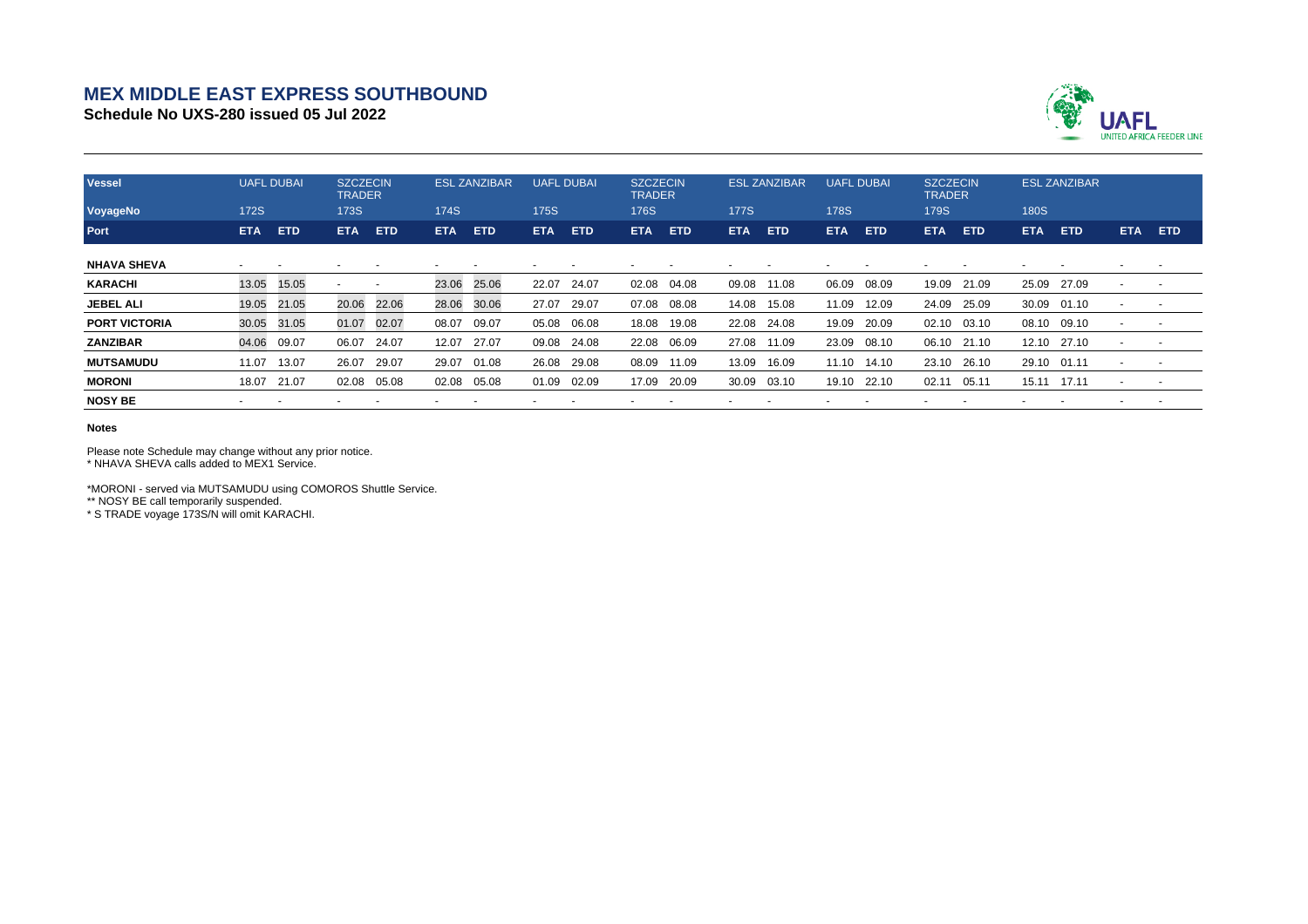# MEX MIDDLE EAST EXPRESS SOUTHBOUND

**Schedule No UXS-280 issued 05 Jul 2022**

UAFL UNITED AFRICA FEEDER LINE

| Vessel | UAFL DUBAI | | SZCZECIN TRADER | | ESL ZANZIBAR | | UAFL DUBAI | | SZCZECIN TRADER | | ESL ZANZIBAR | | UAFL DUBAI | | SZCZECIN TRADER | | ESL ZANZIBAR | | | |
|---|---|---|---|---|---|---|---|---|---|---|---|---|---|---|---|---|---|---|---|---|
| VoyageNo | 172S | | 173S | | 174S | | 175S | | 176S | | 177S | | 178S | | 179S | | 180S | | | |
| Port | ETA | ETD | ETA | ETD | ETA | ETD | ETA | ETD | ETA | ETD | ETA | ETD | ETA | ETD | ETA | ETD | ETA | ETD | ETA | ETD |
| NHAVA SHEVA | - | - | - | - | - | - | - | - | - | - | - | - | - | - | - | - | - | - | - | - |
| KARACHI | 13.05 | 15.05 | - | - | 23.06 | 25.06 | 22.07 | 24.07 | 02.08 | 04.08 | 09.08 | 11.08 | 06.09 | 08.09 | 19.09 | 21.09 | 25.09 | 27.09 | - | - |
| JEBEL ALI | 19.05 | 21.05 | 20.06 | 22.06 | 28.06 | 30.06 | 27.07 | 29.07 | 07.08 | 08.08 | 14.08 | 15.08 | 11.09 | 12.09 | 24.09 | 25.09 | 30.09 | 01.10 | - | - |
| PORT VICTORIA | 30.05 | 31.05 | 01.07 | 02.07 | 08.07 | 09.07 | 05.08 | 06.08 | 18.08 | 19.08 | 22.08 | 24.08 | 19.09 | 20.09 | 02.10 | 03.10 | 08.10 | 09.10 | - | - |
| ZANZIBAR | 04.06 | 09.07 | 06.07 | 24.07 | 12.07 | 27.07 | 09.08 | 24.08 | 22.08 | 06.09 | 27.08 | 11.09 | 23.09 | 08.10 | 06.10 | 21.10 | 12.10 | 27.10 | - | - |
| MUTSAMUDU | 11.07 | 13.07 | 26.07 | 29.07 | 29.07 | 01.08 | 26.08 | 29.08 | 08.09 | 11.09 | 13.09 | 16.09 | 11.10 | 14.10 | 23.10 | 26.10 | 29.10 | 01.11 | - | - |
| MORONI | 18.07 | 21.07 | 02.08 | 05.08 | 02.08 | 05.08 | 01.09 | 02.09 | 17.09 | 20.09 | 30.09 | 03.10 | 19.10 | 22.10 | 02.11 | 05.11 | 15.11 | 17.11 | - | - |
| NOSY BE | - | - | - | - | - | - | - | - | - | - | - | - | - | - | - | - | - | - | - | - |

**Notes**

Please note Schedule may change without any prior notice.
* NHAVA SHEVA calls added to MEX1 Service.

*MORONI - served via MUTSAMUDU using COMOROS Shuttle Service.
** NOSY BE call temporarily suspended.
* S TRADE voyage 173S/N will omit KARACHI.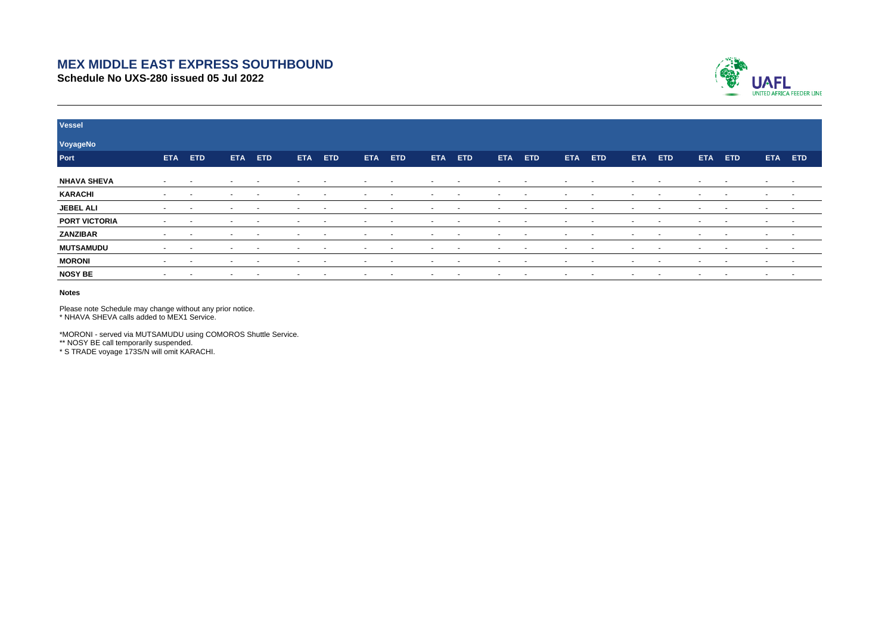# MEX MIDDLE EAST EXPRESS SOUTHBOUND

**Schedule No UXS-280 issued 05 Jul 2022**

UAFL
UNITED AFRICA FEEDER LINE

| Vessel | | | | | | | | | | | | | | | | | | | | | |
|---|---|---|---|---|---|---|---|---|---|---|---|---|---|---|---|---|---|---|---|---|---|
| **VoyageNo** | | | | | | | | | | | | | | | | | | | | | |
| **Port** | **ETA** | **ETD** | **ETA** | **ETD** | **ETA** | **ETD** | **ETA** | **ETD** | **ETA** | **ETD** | **ETA** | **ETD** | **ETA** | **ETD** | **ETA** | **ETD** | **ETA** | **ETD** | **ETA** | **ETD** |
| **NHAVA SHEVA** | - | - | - | - | - | - | - | - | - | - | - | - | - | - | - | - | - | - | - | - |
| **KARACHI** | - | - | - | - | - | - | - | - | - | - | - | - | - | - | - | - | - | - | - | - |
| **JEBEL ALI** | - | - | - | - | - | - | - | - | - | - | - | - | - | - | - | - | - | - | - | - |
| **PORT VICTORIA** | - | - | - | - | - | - | - | - | - | - | - | - | - | - | - | - | - | - | - | - |
| **ZANZIBAR** | - | - | - | - | - | - | - | - | - | - | - | - | - | - | - | - | - | - | - | - |
| **MUTSAMUDU** | - | - | - | - | - | - | - | - | - | - | - | - | - | - | - | - | - | - | - | - |
| **MORONI** | - | - | - | - | - | - | - | - | - | - | - | - | - | - | - | - | - | - | - | - |
| **NOSY BE** | - | - | - | - | - | - | - | - | - | - | - | - | - | - | - | - | - | - | - | - |

**Notes**

Please note Schedule may change without any prior notice.
* NHAVA SHEVA calls added to MEX1 Service.

*MORONI - served via MUTSAMUDU using COMOROS Shuttle Service.
** NOSY BE call temporarily suspended.
* S TRADE voyage 173S/N will omit KARACHI.